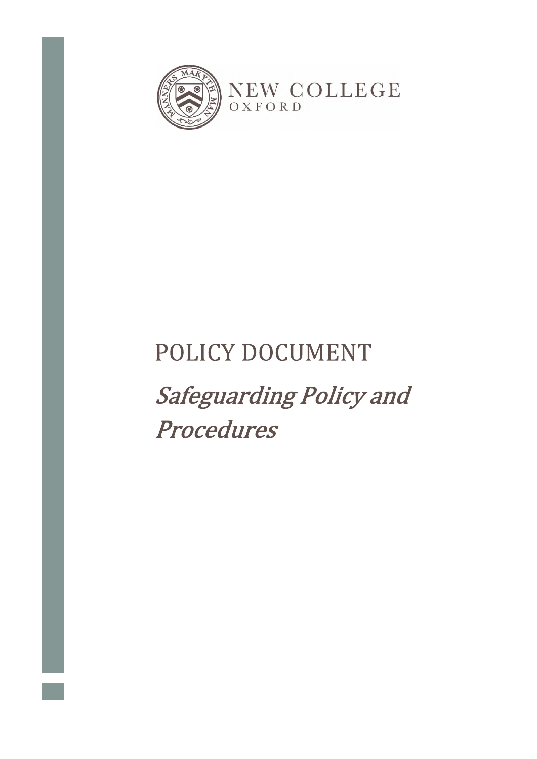NEW COLLEGE
OXFORD

# POLICY DOCUMENT

## *Safeguarding Policy and Procedures*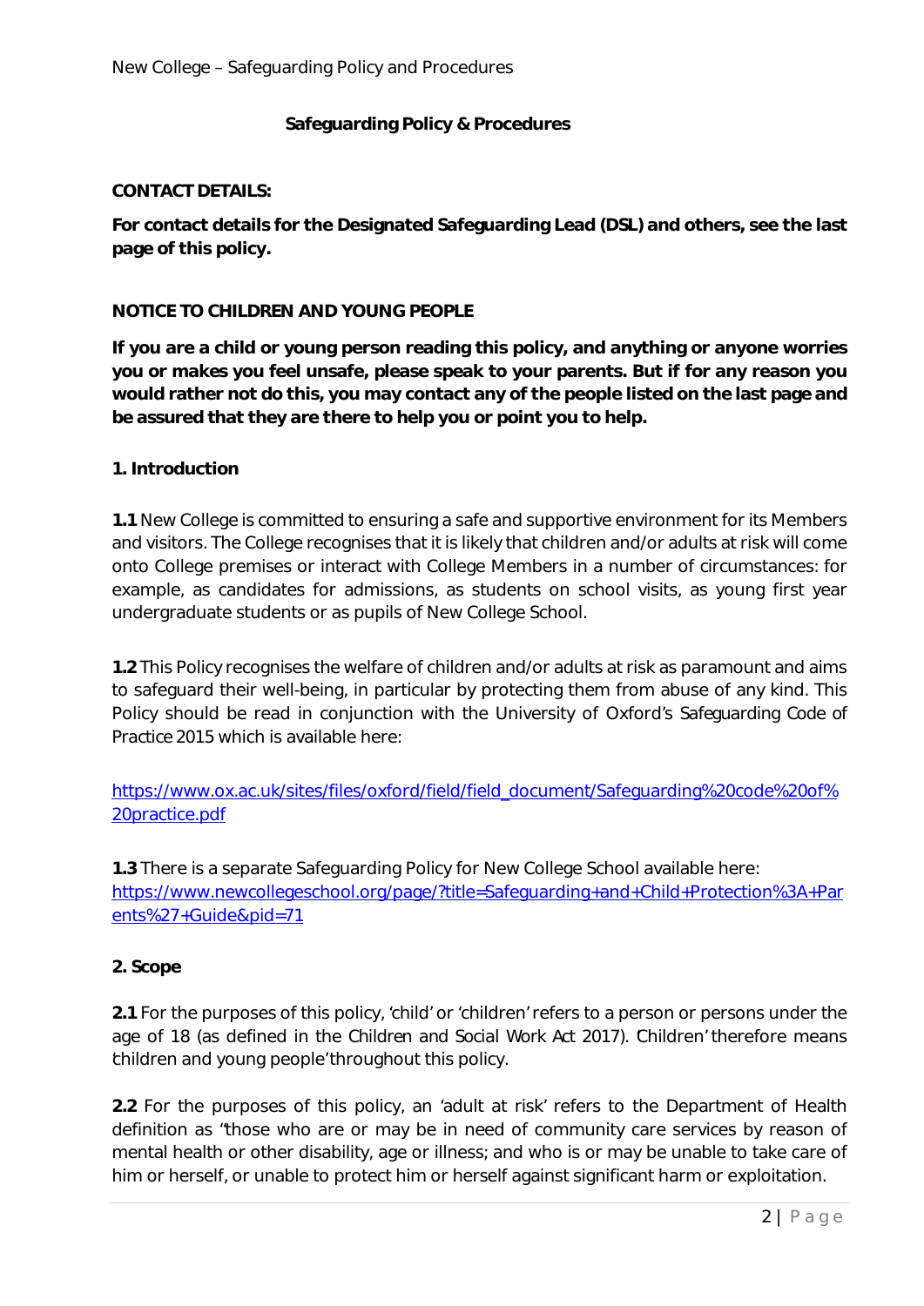# Safeguarding Policy & Procedures

**CONTACT DETAILS:**

**For contact details for the Designated Safeguarding Lead (DSL) and others, see the last page of this policy.**

**NOTICE TO CHILDREN AND YOUNG PEOPLE**

**If you are a child or young person reading this policy, and anything or anyone worries you or makes you feel unsafe, please speak to your parents. But if for any reason you would rather not do this, you may contact any of the people listed on the last page and be assured that they are there to help you or point you to help.**

## 1. Introduction

**1.1** New College is committed to ensuring a safe and supportive environment for its Members and visitors. The College recognises that it is likely that children and/or adults at risk will come onto College premises or interact with College Members in a number of circumstances: for example, as candidates for admissions, as students on school visits, as young first year undergraduate students or as pupils of New College School.

**1.2** This Policy recognises the welfare of children and/or adults at risk as paramount and aims to safeguard their well-being, in particular by protecting them from abuse of any kind. This Policy should be read in conjunction with the University of Oxford's Safeguarding Code of Practice 2015 which is available here:

https://www.ox.ac.uk/sites/files/oxford/field/field_document/Safeguarding%20code%20of%20practice.pdf

**1.3** There is a separate Safeguarding Policy for New College School available here: https://www.newcollegeschool.org/page/?title=Safeguarding+and+Child+Protection%3A+Parents%27+Guide&pid=71

## 2. Scope

**2.1** For the purposes of this policy, 'child' or 'children' refers to a person or persons under the age of 18 (as defined in the Children and Social Work Act 2017). Children' therefore means 'children and young people' throughout this policy.

**2.2** For the purposes of this policy, an 'adult at risk' refers to the Department of Health definition as "those who are or may be in need of community care services by reason of mental health or other disability, age or illness; and who is or may be unable to take care of him or herself, or unable to protect him or herself against significant harm or exploitation.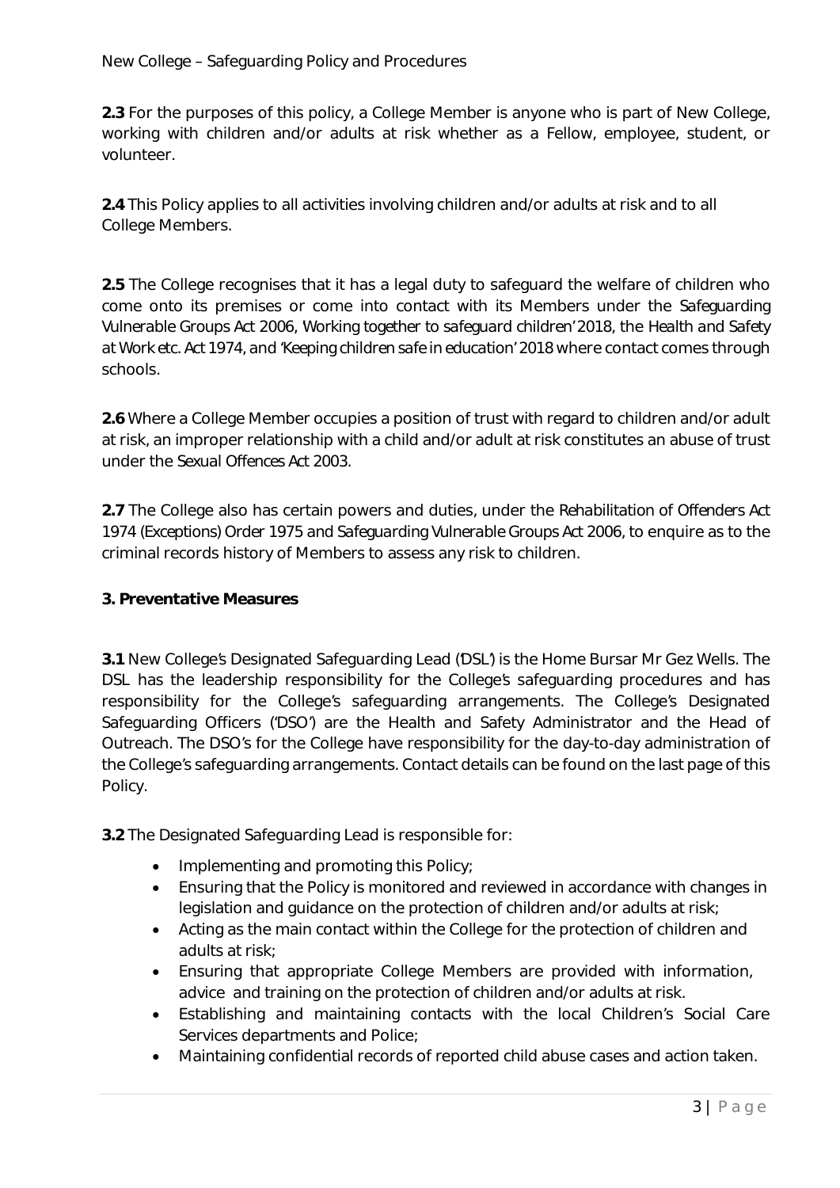**2.3** For the purposes of this policy, a College Member is anyone who is part of New College, working with children and/or adults at risk whether as a Fellow, employee, student, or volunteer.

**2.4** This Policy applies to all activities involving children and/or adults at risk and to all College Members.

**2.5** The College recognises that it has a legal duty to safeguard the welfare of children who come onto its premises or come into contact with its Members under the Safeguarding Vulnerable Groups Act 2006, Working together to safeguard children' 2018, the Health and Safety at Work etc. Act 1974, and 'Keeping children safe in education' 2018 where contact comes through schools.

**2.6** Where a College Member occupies a position of trust with regard to children and/or adult at risk, an improper relationship with a child and/or adult at risk constitutes an abuse of trust under the Sexual Offences Act 2003.

**2.7** The College also has certain powers and duties, under the Rehabilitation of Offenders Act 1974 (Exceptions) Order 1975 and Safeguarding Vulnerable Groups Act 2006, to enquire as to the criminal records history of Members to assess any risk to children.

## 3. Preventative Measures

**3.1** New College's Designated Safeguarding Lead ('DSL') is the Home Bursar Mr Gez Wells. The DSL has the leadership responsibility for the College's safeguarding procedures and has responsibility for the College's safeguarding arrangements. The College's Designated Safeguarding Officers ('DSO') are the Health and Safety Administrator and the Head of Outreach. The DSO's for the College have responsibility for the day-to-day administration of the College's safeguarding arrangements. Contact details can be found on the last page of this Policy.

**3.2** The Designated Safeguarding Lead is responsible for:

- Implementing and promoting this Policy;
- Ensuring that the Policy is monitored and reviewed in accordance with changes in legislation and guidance on the protection of children and/or adults at risk;
- Acting as the main contact within the College for the protection of children and adults at risk;
- Ensuring that appropriate College Members are provided with information, advice and training on the protection of children and/or adults at risk.
- Establishing and maintaining contacts with the local Children's Social Care Services departments and Police;
- Maintaining confidential records of reported child abuse cases and action taken.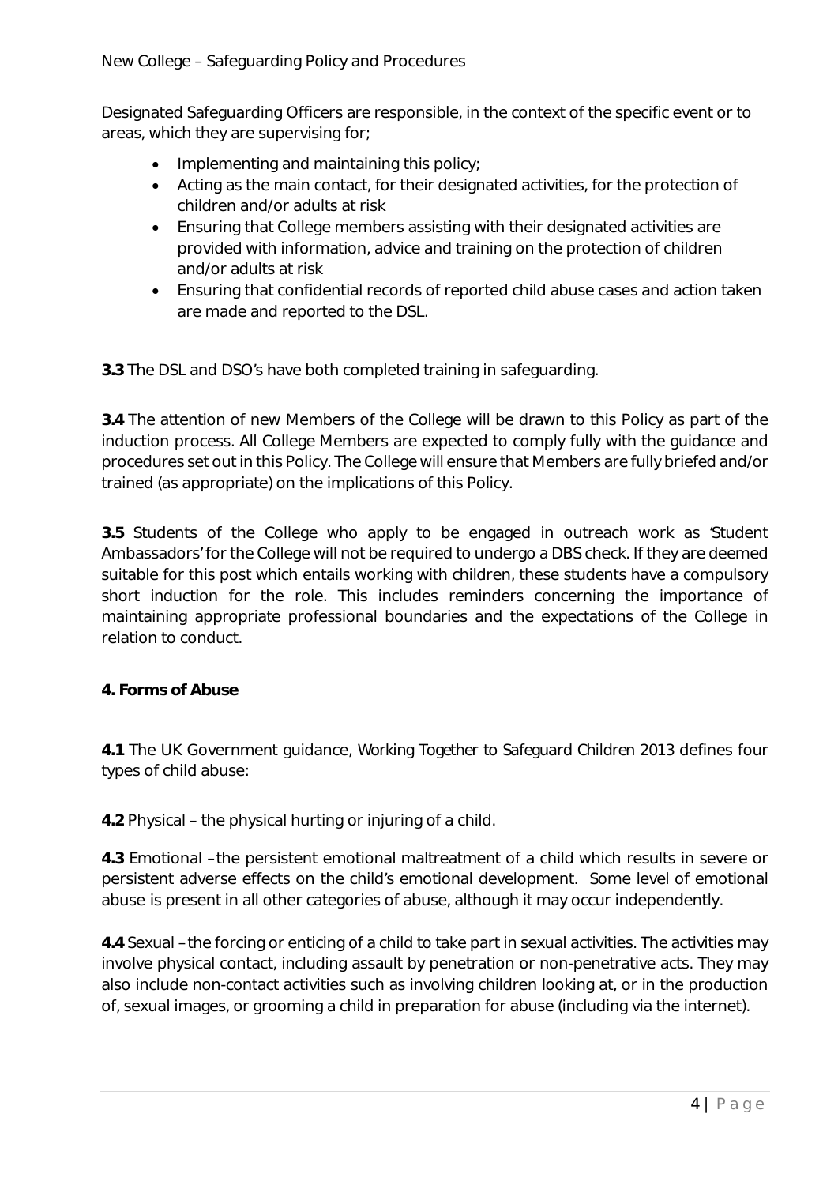Designated Safeguarding Officers are responsible, in the context of the specific event or to areas, which they are supervising for;

- Implementing and maintaining this policy;
- Acting as the main contact, for their designated activities, for the protection of children and/or adults at risk
- Ensuring that College members assisting with their designated activities are provided with information, advice and training on the protection of children and/or adults at risk
- Ensuring that confidential records of reported child abuse cases and action taken are made and reported to the DSL.

**3.3** The DSL and DSO's have both completed training in safeguarding.

**3.4** The attention of new Members of the College will be drawn to this Policy as part of the induction process. All College Members are expected to comply fully with the guidance and procedures set out in this Policy. The College will ensure that Members are fully briefed and/or trained (as appropriate) on the implications of this Policy.

**3.5** Students of the College who apply to be engaged in outreach work as 'Student Ambassadors' for the College will not be required to undergo a DBS check. If they are deemed suitable for this post which entails working with children, these students have a compulsory short induction for the role. This includes reminders concerning the importance of maintaining appropriate professional boundaries and the expectations of the College in relation to conduct.

## 4. Forms of Abuse

**4.1** The UK Government guidance, *Working Together to Safeguard Children 2013* defines four types of child abuse:

**4.2** Physical – the physical hurting or injuring of a child.

**4.3** Emotional – the persistent emotional maltreatment of a child which results in severe or persistent adverse effects on the child's emotional development. Some level of emotional abuse is present in all other categories of abuse, although it may occur independently.

**4.4** Sexual – the forcing or enticing of a child to take part in sexual activities. The activities may involve physical contact, including assault by penetration or non-penetrative acts. They may also include non-contact activities such as involving children looking at, or in the production of, sexual images, or grooming a child in preparation for abuse (including via the internet).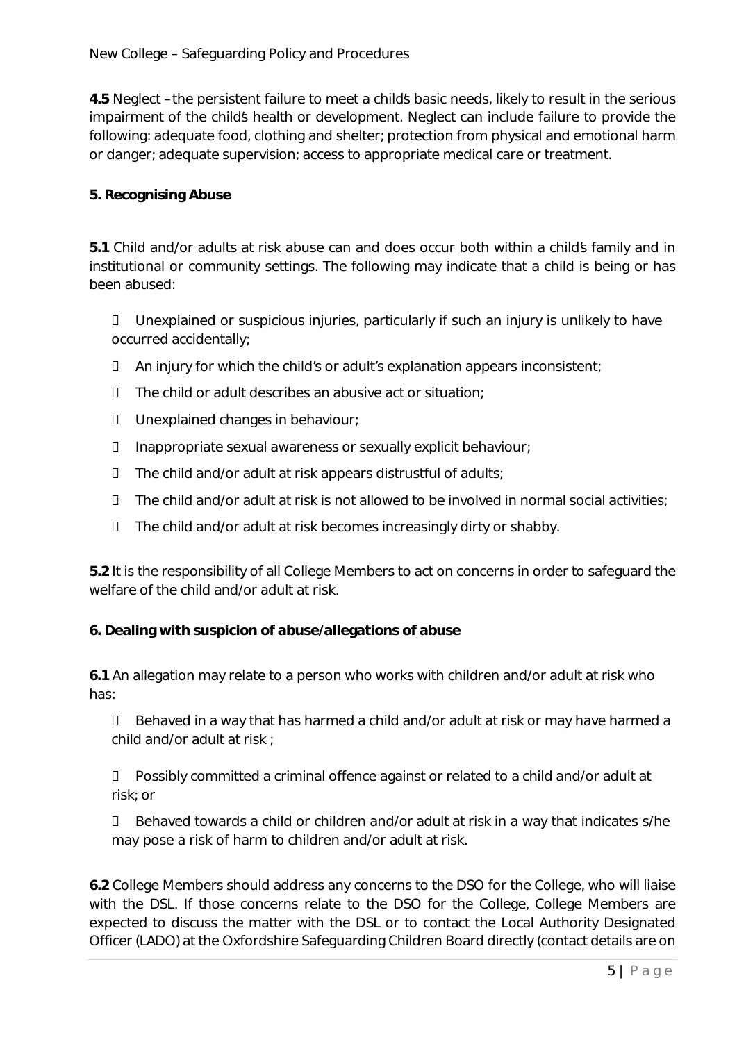**4.5** Neglect – the persistent failure to meet a child's basic needs, likely to result in the serious impairment of the child's health or development. Neglect can include failure to provide the following: adequate food, clothing and shelter; protection from physical and emotional harm or danger; adequate supervision; access to appropriate medical care or treatment.

## 5. Recognising Abuse

**5.1** Child and/or adults at risk abuse can and does occur both within a child's family and in institutional or community settings. The following may indicate that a child is being or has been abused:

- Unexplained or suspicious injuries, particularly if such an injury is unlikely to have occurred accidentally;
- An injury for which the child's or adult's explanation appears inconsistent;
- The child or adult describes an abusive act or situation;
- Unexplained changes in behaviour;
- Inappropriate sexual awareness or sexually explicit behaviour;
- The child and/or adult at risk appears distrustful of adults;
- The child and/or adult at risk is not allowed to be involved in normal social activities;
- The child and/or adult at risk becomes increasingly dirty or shabby.

**5.2** It is the responsibility of all College Members to act on concerns in order to safeguard the welfare of the child and/or adult at risk.

## 6. Dealing with suspicion of abuse/allegations of abuse

**6.1** An allegation may relate to a person who works with children and/or adult at risk who has:

- Behaved in a way that has harmed a child and/or adult at risk or may have harmed a child and/or adult at risk ;
- Possibly committed a criminal offence against or related to a child and/or adult at risk; or
- Behaved towards a child or children and/or adult at risk in a way that indicates s/he may pose a risk of harm to children and/or adult at risk.

**6.2** College Members should address any concerns to the DSO for the College, who will liaise with the DSL. If those concerns relate to the DSO for the College, College Members are expected to discuss the matter with the DSL or to contact the Local Authority Designated Officer (LADO) at the Oxfordshire Safeguarding Children Board directly (contact details are on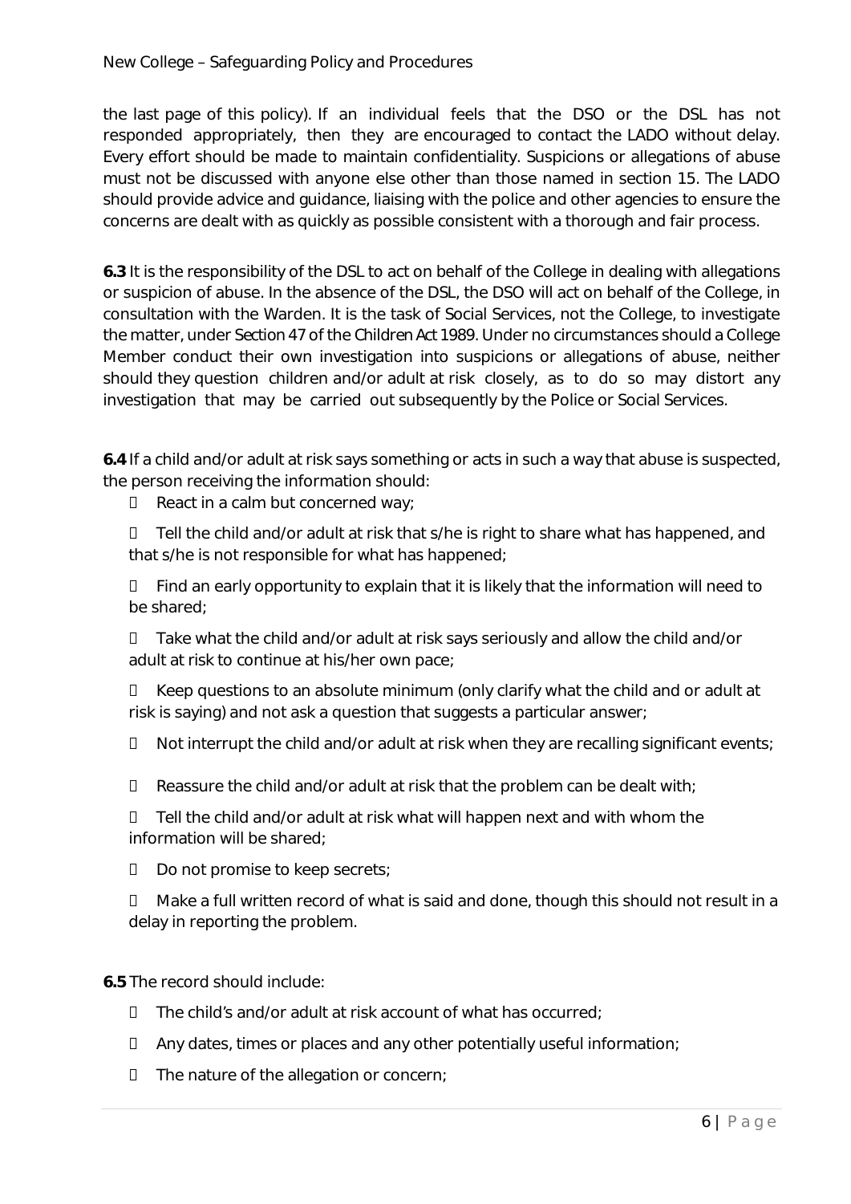the last page of this policy). If an individual feels that the DSO or the DSL has not responded appropriately, then they are encouraged to contact the LADO without delay. Every effort should be made to maintain confidentiality. Suspicions or allegations of abuse must not be discussed with anyone else other than those named in section 15. The LADO should provide advice and guidance, liaising with the police and other agencies to ensure the concerns are dealt with as quickly as possible consistent with a thorough and fair process.

**6.3** It is the responsibility of the DSL to act on behalf of the College in dealing with allegations or suspicion of abuse. In the absence of the DSL, the DSO will act on behalf of the College, in consultation with the Warden. It is the task of Social Services, not the College, to investigate the matter, under Section 47 of the Children Act 1989. Under no circumstances should a College Member conduct their own investigation into suspicions or allegations of abuse, neither should they question children and/or adult at risk closely, as to do so may distort any investigation that may be carried out subsequently by the Police or Social Services.

**6.4** If a child and/or adult at risk says something or acts in such a way that abuse is suspected, the person receiving the information should:

- React in a calm but concerned way;
- Tell the child and/or adult at risk that s/he is right to share what has happened, and that s/he is not responsible for what has happened;
- Find an early opportunity to explain that it is likely that the information will need to be shared;
- Take what the child and/or adult at risk says seriously and allow the child and/or adult at risk to continue at his/her own pace;
- Keep questions to an absolute minimum (only clarify what the child and or adult at risk is saying) and not ask a question that suggests a particular answer;
- Not interrupt the child and/or adult at risk when they are recalling significant events;
- Reassure the child and/or adult at risk that the problem can be dealt with;
- Tell the child and/or adult at risk what will happen next and with whom the information will be shared;
- Do not promise to keep secrets;
- Make a full written record of what is said and done, though this should not result in a delay in reporting the problem.

**6.5** The record should include:

- The child's and/or adult at risk account of what has occurred;
- Any dates, times or places and any other potentially useful information;
- The nature of the allegation or concern;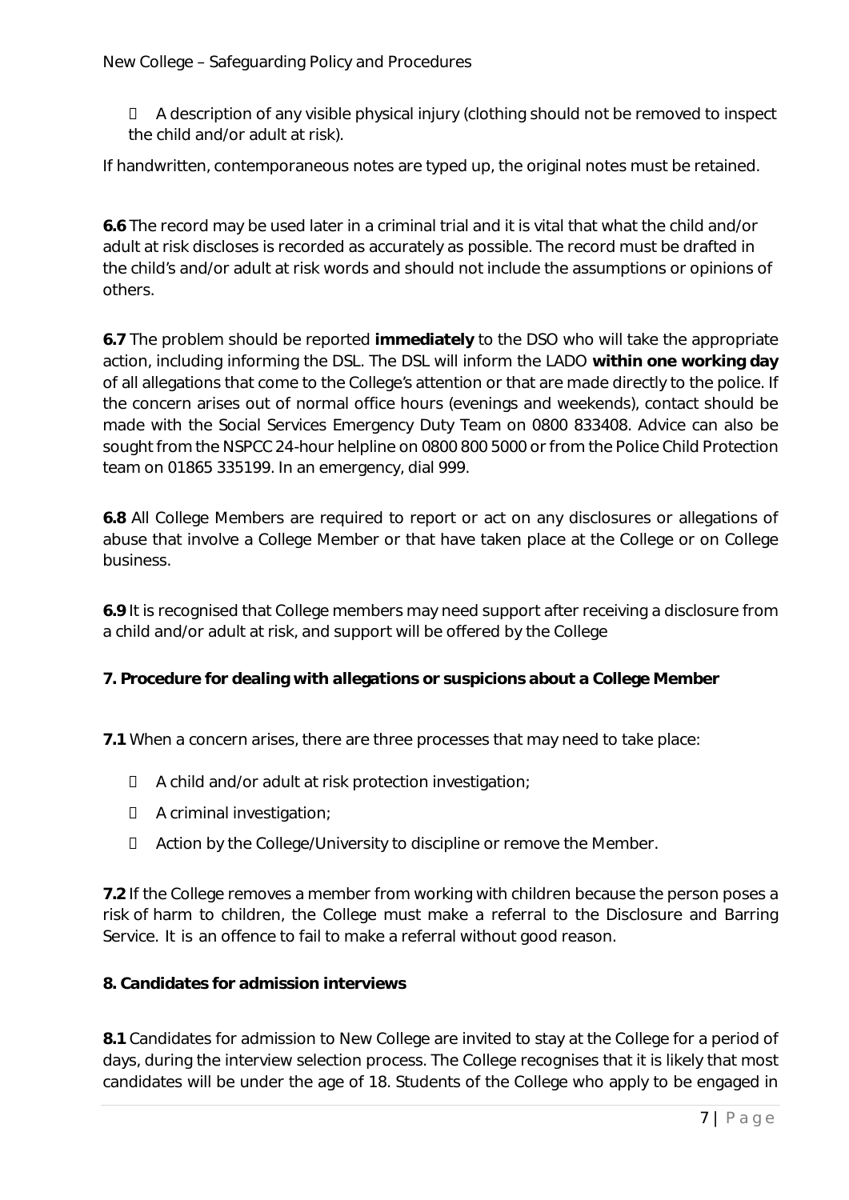- A description of any visible physical injury (clothing should not be removed to inspect the child and/or adult at risk).

If handwritten, contemporaneous notes are typed up, the original notes must be retained.

**6.6** The record may be used later in a criminal trial and it is vital that what the child and/or adult at risk discloses is recorded as accurately as possible. The record must be drafted in the child's and/or adult at risk words and should not include the assumptions or opinions of others.

**6.7** The problem should be reported **immediately** to the DSO who will take the appropriate action, including informing the DSL. The DSL will inform the LADO **within one working day** of all allegations that come to the College's attention or that are made directly to the police. If the concern arises out of normal office hours (evenings and weekends), contact should be made with the Social Services Emergency Duty Team on 0800 833408. Advice can also be sought from the NSPCC 24-hour helpline on 0800 800 5000 or from the Police Child Protection team on 01865 335199. In an emergency, dial 999.

**6.8** All College Members are required to report or act on any disclosures or allegations of abuse that involve a College Member or that have taken place at the College or on College business.

**6.9** It is recognised that College members may need support after receiving a disclosure from a child and/or adult at risk, and support will be offered by the College

**7. Procedure for dealing with allegations or suspicions about a College Member**

**7.1** When a concern arises, there are three processes that may need to take place:

- A child and/or adult at risk protection investigation;
- A criminal investigation;
- Action by the College/University to discipline or remove the Member.

**7.2** If the College removes a member from working with children because the person poses a risk of harm to children, the College must make a referral to the Disclosure and Barring Service. It is an offence to fail to make a referral without good reason.

**8. Candidates for admission interviews**

**8.1** Candidates for admission to New College are invited to stay at the College for a period of days, during the interview selection process. The College recognises that it is likely that most candidates will be under the age of 18. Students of the College who apply to be engaged in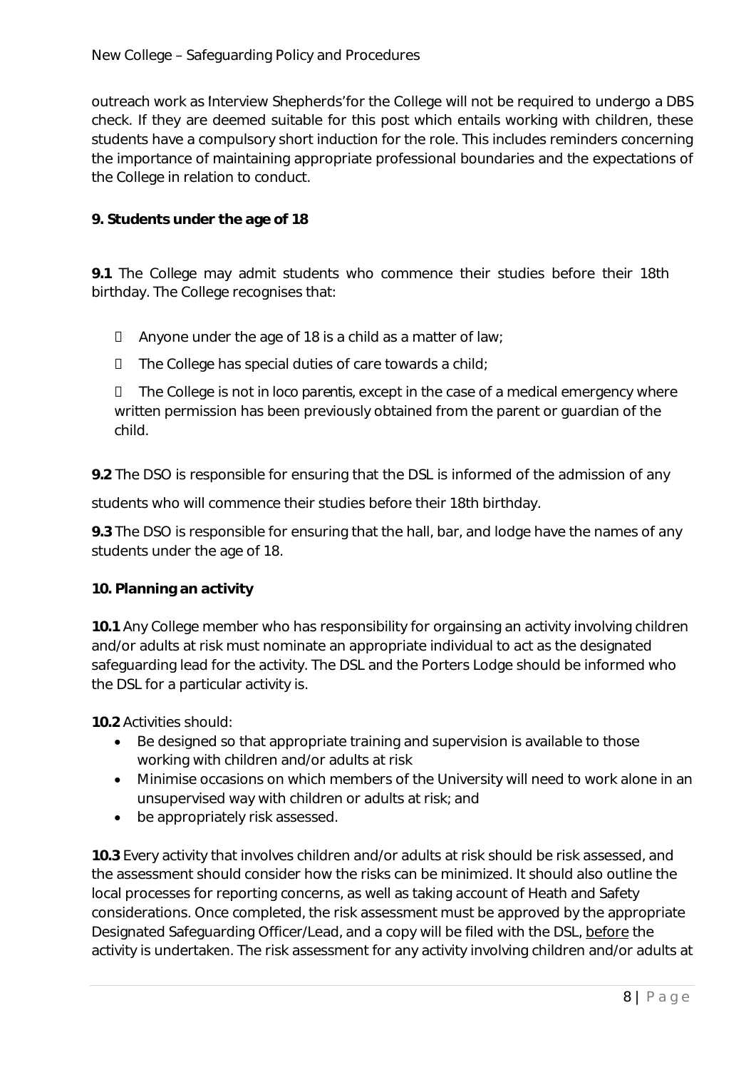outreach work as Interview Shepherds'for the College will not be required to undergo a DBS check. If they are deemed suitable for this post which entails working with children, these students have a compulsory short induction for the role. This includes reminders concerning the importance of maintaining appropriate professional boundaries and the expectations of the College in relation to conduct.

## 9. Students under the age of 18

**9.1** The College may admit students who commence their studies before their 18th birthday. The College recognises that:

- Anyone under the age of 18 is a child as a matter of law;
- The College has special duties of care towards a child;
- The College is not in *loco parentis*, except in the case of a medical emergency where written permission has been previously obtained from the parent or guardian of the child.

**9.2** The DSO is responsible for ensuring that the DSL is informed of the admission of any students who will commence their studies before their 18th birthday.

**9.3** The DSO is responsible for ensuring that the hall, bar, and lodge have the names of any students under the age of 18.

## 10. Planning an activity

**10.1** Any College member who has responsibility for orgainsing an activity involving children and/or adults at risk must nominate an appropriate individual to act as the designated safeguarding lead for the activity. The DSL and the Porters Lodge should be informed who the DSL for a particular activity is.

**10.2** Activities should:

- Be designed so that appropriate training and supervision is available to those working with children and/or adults at risk
- Minimise occasions on which members of the University will need to work alone in an unsupervised way with children or adults at risk; and
- be appropriately risk assessed.

**10.3** Every activity that involves children and/or adults at risk should be risk assessed, and the assessment should consider how the risks can be minimized. It should also outline the local processes for reporting concerns, as well as taking account of Heath and Safety considerations. Once completed, the risk assessment must be approved by the appropriate Designated Safeguarding Officer/Lead, and a copy will be filed with the DSL, <u>before</u> the activity is undertaken. The risk assessment for any activity involving children and/or adults at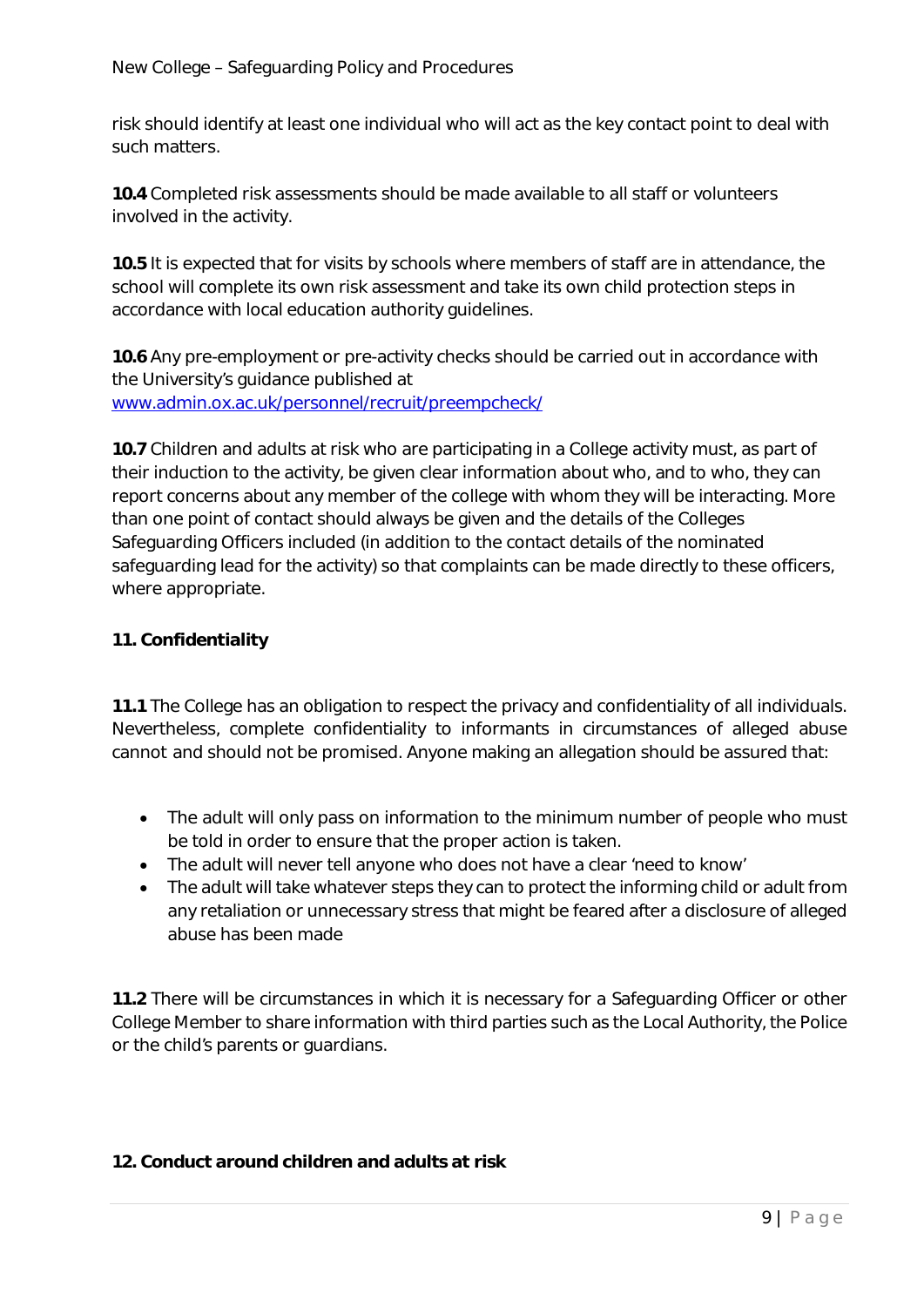risk should identify at least one individual who will act as the key contact point to deal with such matters.

**10.4** Completed risk assessments should be made available to all staff or volunteers involved in the activity.

**10.5** It is expected that for visits by schools where members of staff are in attendance, the school will complete its own risk assessment and take its own child protection steps in accordance with local education authority guidelines.

**10.6** Any pre-employment or pre-activity checks should be carried out in accordance with the University's guidance published at [www.admin.ox.ac.uk/personnel/recruit/preempcheck/](www.admin.ox.ac.uk/personnel/recruit/preempcheck/)

**10.7** Children and adults at risk who are participating in a College activity must, as part of their induction to the activity, be given clear information about who, and to who, they can report concerns about any member of the college with whom they will be interacting. More than one point of contact should always be given and the details of the Colleges Safeguarding Officers included (in addition to the contact details of the nominated safeguarding lead for the activity) so that complaints can be made directly to these officers, where appropriate.

## 11. Confidentiality

**11.1** The College has an obligation to respect the privacy and confidentiality of all individuals. Nevertheless, complete confidentiality to informants in circumstances of alleged abuse cannot and should not be promised. Anyone making an allegation should be assured that:

- The adult will only pass on information to the minimum number of people who must be told in order to ensure that the proper action is taken.
- The adult will never tell anyone who does not have a clear 'need to know'
- The adult will take whatever steps they can to protect the informing child or adult from any retaliation or unnecessary stress that might be feared after a disclosure of alleged abuse has been made

**11.2** There will be circumstances in which it is necessary for a Safeguarding Officer or other College Member to share information with third parties such as the Local Authority, the Police or the child's parents or guardians.

## 12. Conduct around children and adults at risk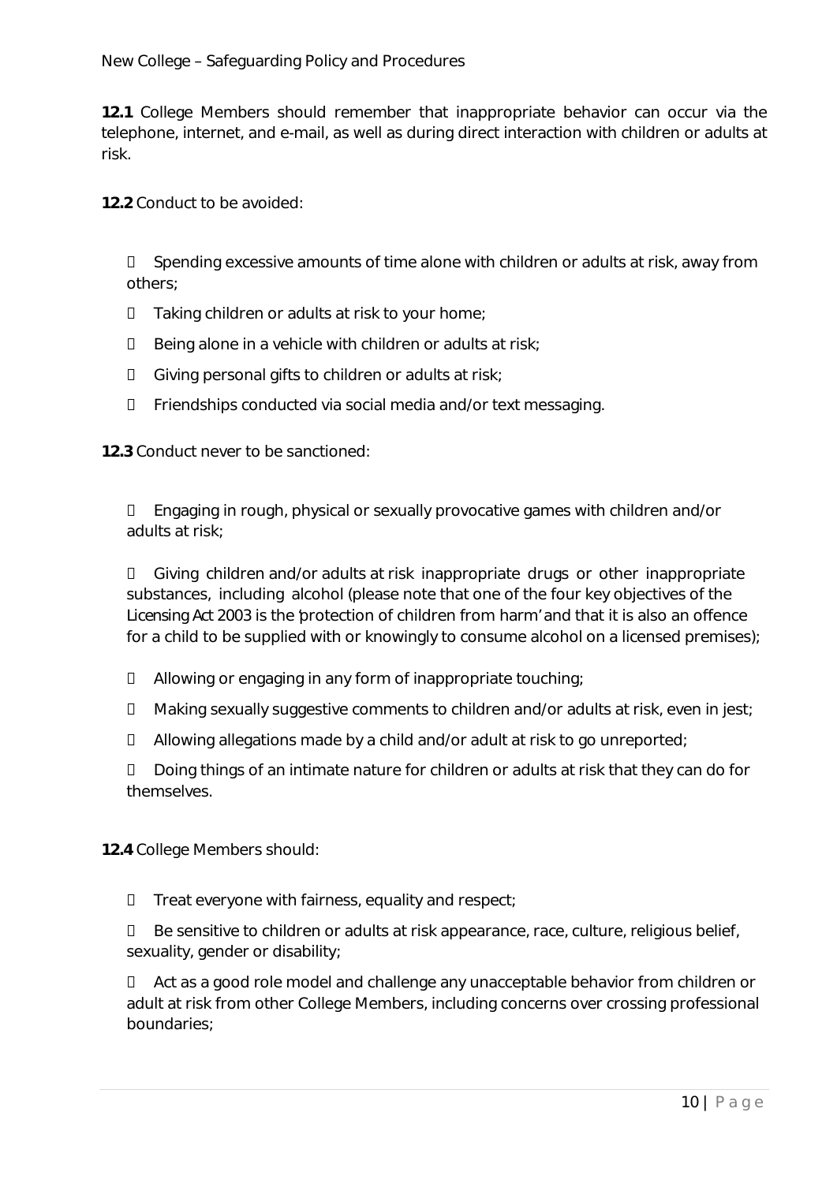**12.1** College Members should remember that inappropriate behavior can occur via the telephone, internet, and e-mail, as well as during direct interaction with children or adults at risk.

**12.2** Conduct to be avoided:

- Spending excessive amounts of time alone with children or adults at risk, away from others;
- Taking children or adults at risk to your home;
- Being alone in a vehicle with children or adults at risk;
- Giving personal gifts to children or adults at risk;
- Friendships conducted via social media and/or text messaging.

**12.3** Conduct never to be sanctioned:

- Engaging in rough, physical or sexually provocative games with children and/or adults at risk;
- Giving children and/or adults at risk inappropriate drugs or other inappropriate substances, including alcohol (please note that one of the four key objectives of the Licensing Act 2003 is the 'protection of children from harm' and that it is also an offence for a child to be supplied with or knowingly to consume alcohol on a licensed premises);
- Allowing or engaging in any form of inappropriate touching;
- Making sexually suggestive comments to children and/or adults at risk, even in jest;
- Allowing allegations made by a child and/or adult at risk to go unreported;
- Doing things of an intimate nature for children or adults at risk that they can do for themselves.

**12.4** College Members should:

- Treat everyone with fairness, equality and respect;
- Be sensitive to children or adults at risk appearance, race, culture, religious belief, sexuality, gender or disability;
- Act as a good role model and challenge any unacceptable behavior from children or adult at risk from other College Members, including concerns over crossing professional boundaries;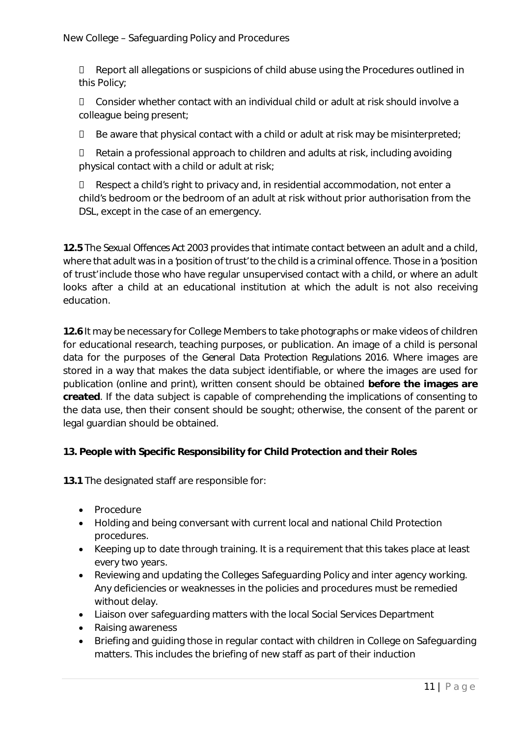- Report all allegations or suspicions of child abuse using the Procedures outlined in this Policy;
- Consider whether contact with an individual child or adult at risk should involve a colleague being present;
- Be aware that physical contact with a child or adult at risk may be misinterpreted;
- Retain a professional approach to children and adults at risk, including avoiding physical contact with a child or adult at risk;
- Respect a child's right to privacy and, in residential accommodation, not enter a child's bedroom or the bedroom of an adult at risk without prior authorisation from the DSL, except in the case of an emergency.

**12.5** The *Sexual Offences Act 2003* provides that intimate contact between an adult and a child, where that adult was in a 'position of trust' to the child is a criminal offence. Those in a 'position of trust' include those who have regular unsupervised contact with a child, or where an adult looks after a child at an educational institution at which the adult is not also receiving education.

**12.6** It may be necessary for College Members to take photographs or make videos of children for educational research, teaching purposes, or publication. An image of a child is personal data for the purposes of the *General Data Protection Regulations 2016*. Where images are stored in a way that makes the data subject identifiable, or where the images are used for publication (online and print), written consent should be obtained **before the images are created**. If the data subject is capable of comprehending the implications of consenting to the data use, then their consent should be sought; otherwise, the consent of the parent or legal guardian should be obtained.

## 13. People with Specific Responsibility for Child Protection and their Roles

**13.1** The designated staff are responsible for:

- Procedure
- Holding and being conversant with current local and national Child Protection procedures.
- Keeping up to date through training. It is a requirement that this takes place at least every two years.
- Reviewing and updating the Colleges Safeguarding Policy and inter agency working. Any deficiencies or weaknesses in the policies and procedures must be remedied without delay.
- Liaison over safeguarding matters with the local Social Services Department
- Raising awareness
- Briefing and guiding those in regular contact with children in College on Safeguarding matters. This includes the briefing of new staff as part of their induction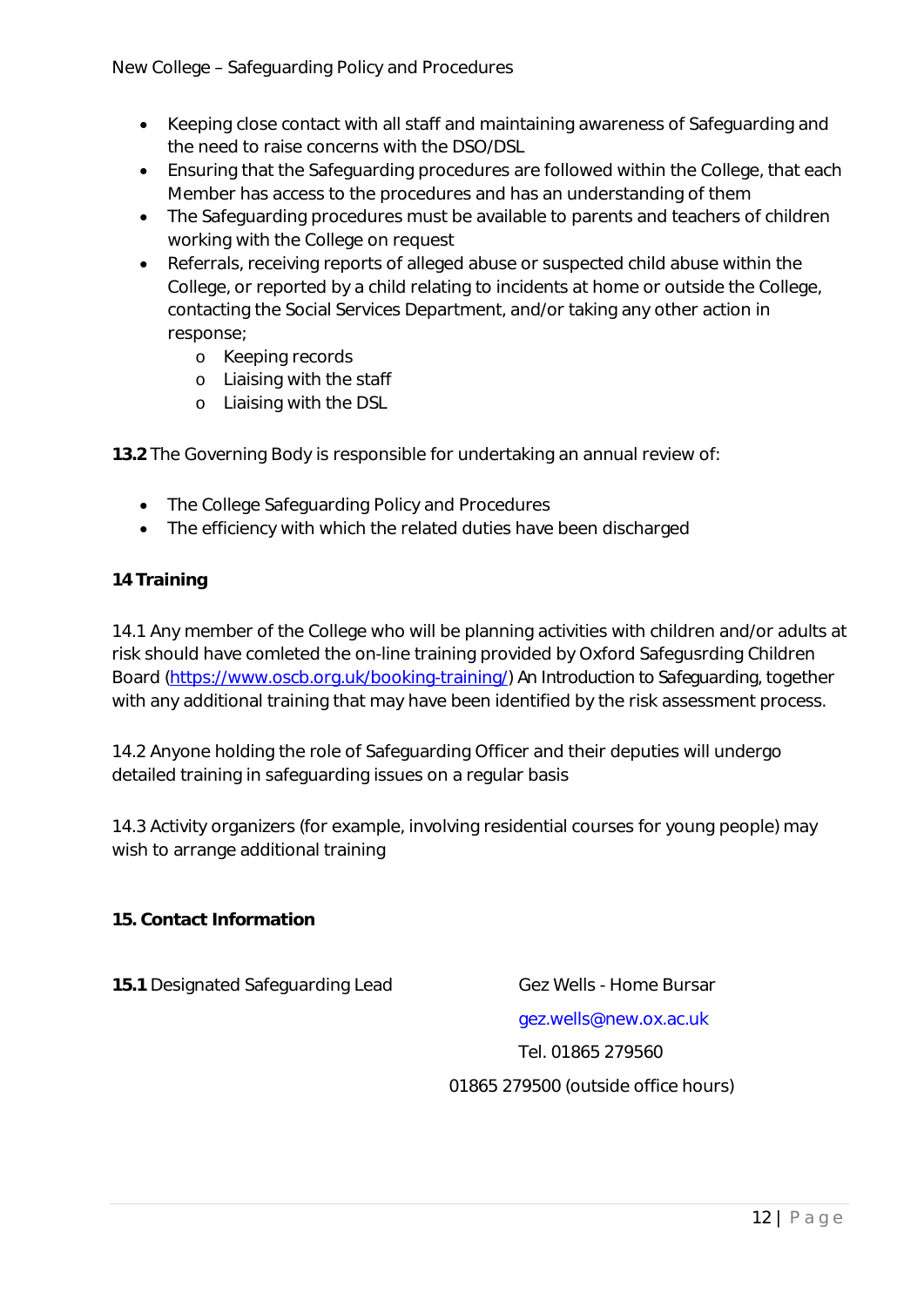- Keeping close contact with all staff and maintaining awareness of Safeguarding and the need to raise concerns with the DSO/DSL
- Ensuring that the Safeguarding procedures are followed within the College, that each Member has access to the procedures and has an understanding of them
- The Safeguarding procedures must be available to parents and teachers of children working with the College on request
- Referrals, receiving reports of alleged abuse or suspected child abuse within the College, or reported by a child relating to incidents at home or outside the College, contacting the Social Services Department, and/or taking any other action in response;
    - Keeping records
    - Liaising with the staff
    - Liaising with the DSL

**13.2** The Governing Body is responsible for undertaking an annual review of:

- The College Safeguarding Policy and Procedures
- The efficiency with which the related duties have been discharged

**14 Training**

14.1 Any member of the College who will be planning activities with children and/or adults at risk should have comleted the on-line training provided by Oxford Safegusrding Children Board (https://www.oscb.org.uk/booking-training/) An Introduction to Safeguarding, together with any additional training that may have been identified by the risk assessment process.

14.2 Anyone holding the role of Safeguarding Officer and their deputies will undergo detailed training in safeguarding issues on a regular basis

14.3 Activity organizers (for example, involving residential courses for young people) may wish to arrange additional training

**15. Contact Information**

**15.1** Designated Safeguarding Lead

Gez Wells - Home Bursar

gez.wells@new.ox.ac.uk

Tel. 01865 279560

01865 279500 (outside office hours)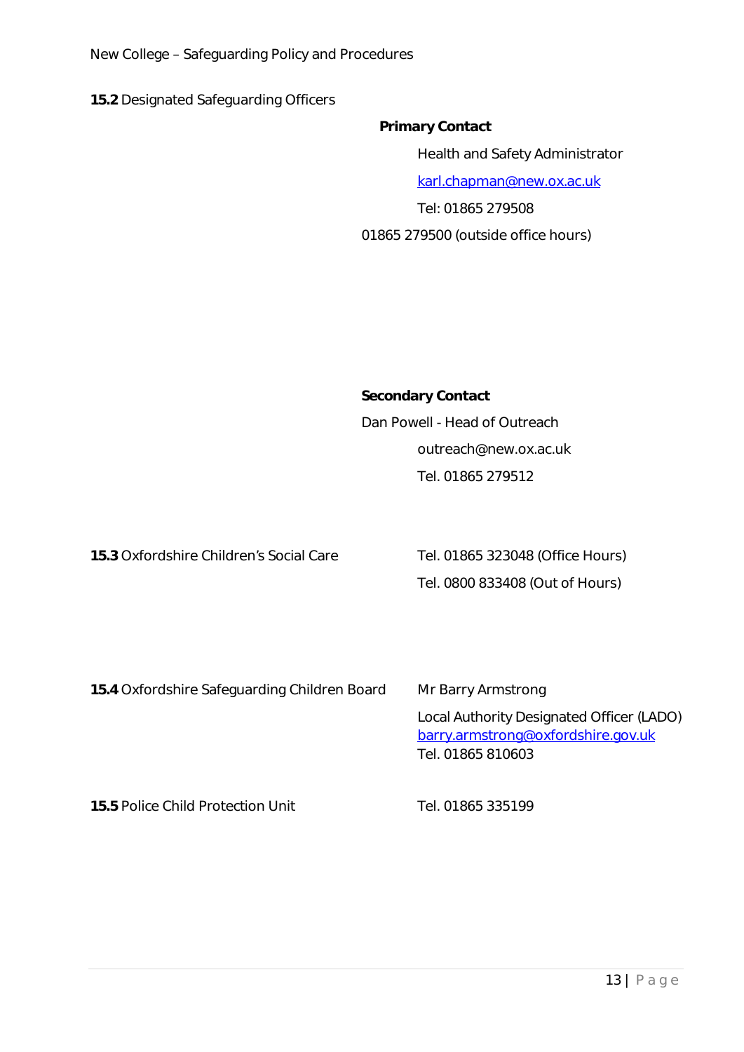**15.2** Designated Safeguarding Officers

**Primary Contact**

Health and Safety Administrator

karl.chapman@new.ox.ac.uk

Tel: 01865 279508

01865 279500 (outside office hours)

**Secondary Contact**

Dan Powell - Head of Outreach

outreach@new.ox.ac.uk

Tel. 01865 279512

**15.3** Oxfordshire Children's Social Care

Tel. 01865 323048 (Office Hours)

Tel. 0800 833408 (Out of Hours)

**15.4** Oxfordshire Safeguarding Children Board

Mr Barry Armstrong

Local Authority Designated Officer (LADO)
barry.armstrong@oxfordshire.gov.uk
Tel. 01865 810603

**15.5** Police Child Protection Unit

Tel. 01865 335199